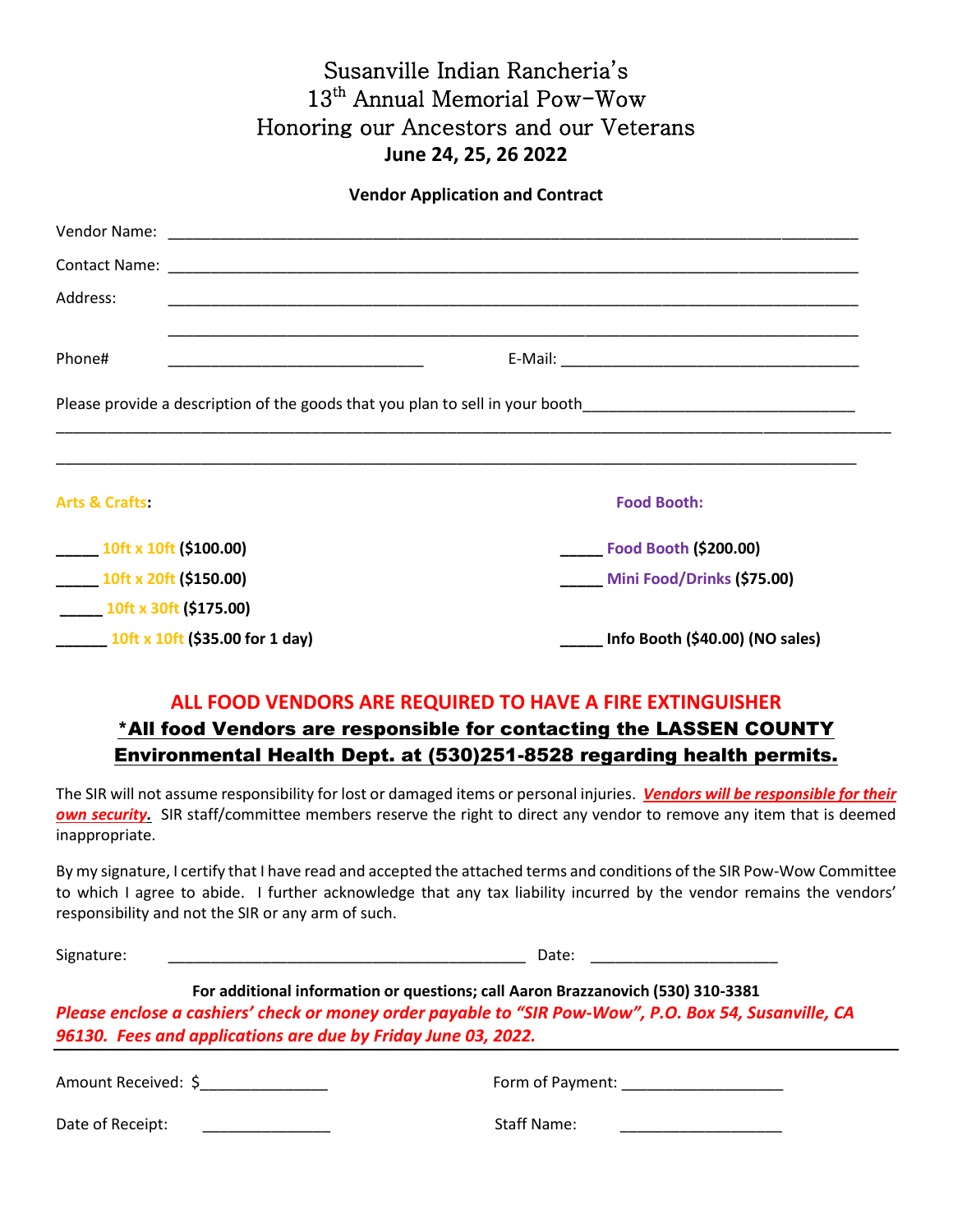# Susanville Indian Rancheria's
# 13th Annual Memorial Pow-Wow
# Honoring our Ancestors and our Veterans
# June 24, 25, 26 2022

**Vendor Application and Contract**

Vendor Name: ___________________________________________________________________________

Contact Name: ___________________________________________________________________________

Address: ___________________________________________________________________________

___________________________________________________________________________

Phone# ______________________________ E-Mail: ___________________________________

Please provide a description of the goods that you plan to sell in your booth_______________________________

_____________________________________________________________________________________________

_____________________________________________________________________________________________

**Arts & Crafts:**

_____ 10ft x 10ft **($100.00)**

_____ 10ft x 20ft **($150.00)**

_____ 10ft x 30ft **($175.00)**

______ 10ft x 10ft **($35.00 for 1 day)**

**Food Booth:**

_____ **Food Booth ($200.00)**

_____ **Mini Food/Drinks ($75.00)**

_____ **Info Booth ($40.00) (NO sales)**

**ALL FOOD VENDORS ARE REQUIRED TO HAVE A FIRE EXTINGUISHER**

**\*All food Vendors are responsible for contacting the LASSEN COUNTY Environmental Health Dept. at (530)251-8528 regarding health permits.**

The SIR will not assume responsibility for lost or damaged items or personal injuries. ***Vendors will be responsible for their own security.*** SIR staff/committee members reserve the right to direct any vendor to remove any item that is deemed inappropriate.

By my signature, I certify that I have read and accepted the attached terms and conditions of the SIR Pow-Wow Committee to which I agree to abide. I further acknowledge that any tax liability incurred by the vendor remains the vendors' responsibility and not the SIR or any arm of such.

Signature: ___________________________________________ Date: _____________________

**For additional information or questions; call Aaron Brazzanovich (530) 310-3381**

***Please enclose a cashiers' check or money order payable to "SIR Pow-Wow", P.O. Box 54, Susanville, CA 96130. Fees and applications are due by Friday June 03, 2022.***

---

Amount Received: $_______________ Form of Payment: ___________________

Date of Receipt: _______________ Staff Name: ___________________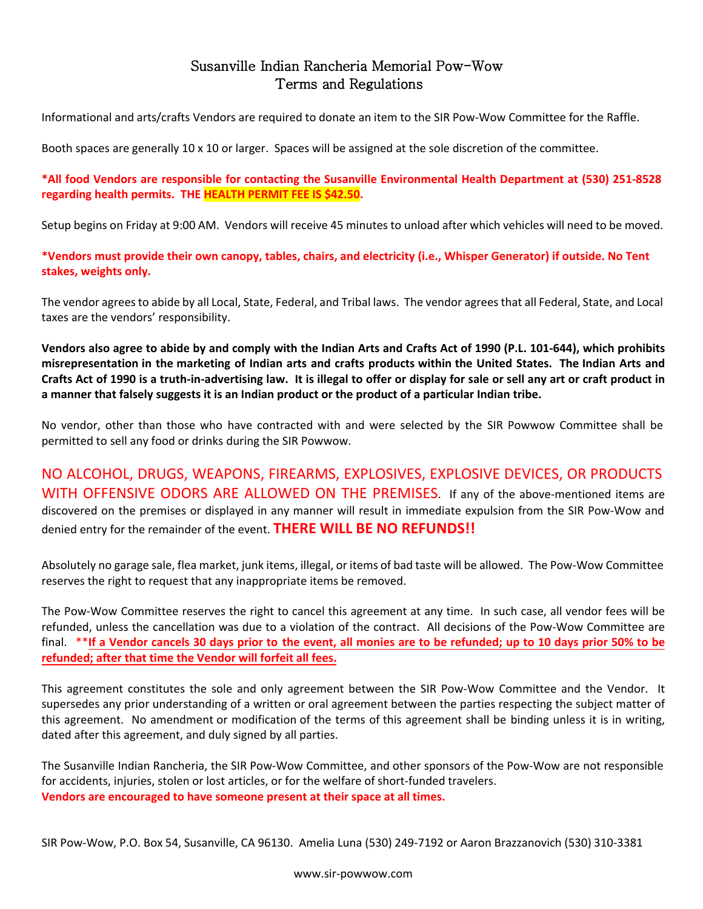# Susanville Indian Rancheria Memorial Pow-Wow
# Terms and Regulations

Informational and arts/crafts Vendors are required to donate an item to the SIR Pow-Wow Committee for the Raffle.

Booth spaces are generally 10 x 10 or larger. Spaces will be assigned at the sole discretion of the committee.

**\*All food Vendors are responsible for contacting the Susanville Environmental Health Department at (530) 251-8528 regarding health permits. THE HEALTH PERMIT FEE IS $42.50.**

Setup begins on Friday at 9:00 AM. Vendors will receive 45 minutes to unload after which vehicles will need to be moved.

**\*Vendors must provide their own canopy, tables, chairs, and electricity (i.e., Whisper Generator) if outside. No Tent stakes, weights only.**

The vendor agrees to abide by all Local, State, Federal, and Tribal laws. The vendor agrees that all Federal, State, and Local taxes are the vendors' responsibility.

**Vendors also agree to abide by and comply with the Indian Arts and Crafts Act of 1990 (P.L. 101-644), which prohibits misrepresentation in the marketing of Indian arts and crafts products within the United States. The Indian Arts and Crafts Act of 1990 is a truth-in-advertising law. It is illegal to offer or display for sale or sell any art or craft product in a manner that falsely suggests it is an Indian product or the product of a particular Indian tribe.**

No vendor, other than those who have contracted with and were selected by the SIR Powwow Committee shall be permitted to sell any food or drinks during the SIR Powwow.

NO ALCOHOL, DRUGS, WEAPONS, FIREARMS, EXPLOSIVES, EXPLOSIVE DEVICES, OR PRODUCTS WITH OFFENSIVE ODORS ARE ALLOWED ON THE PREMISES. If any of the above-mentioned items are discovered on the premises or displayed in any manner will result in immediate expulsion from the SIR Pow-Wow and denied entry for the remainder of the event. **THERE WILL BE NO REFUNDS!!**

Absolutely no garage sale, flea market, junk items, illegal, or items of bad taste will be allowed. The Pow-Wow Committee reserves the right to request that any inappropriate items be removed.

The Pow-Wow Committee reserves the right to cancel this agreement at any time. In such case, all vendor fees will be refunded, unless the cancellation was due to a violation of the contract. All decisions of the Pow-Wow Committee are final. **\*\*If a Vendor cancels 30 days prior to the event, all monies are to be refunded; up to 10 days prior 50% to be refunded; after that time the Vendor will forfeit all fees.**

This agreement constitutes the sole and only agreement between the SIR Pow-Wow Committee and the Vendor. It supersedes any prior understanding of a written or oral agreement between the parties respecting the subject matter of this agreement. No amendment or modification of the terms of this agreement shall be binding unless it is in writing, dated after this agreement, and duly signed by all parties.

The Susanville Indian Rancheria, the SIR Pow-Wow Committee, and other sponsors of the Pow-Wow are not responsible for accidents, injuries, stolen or lost articles, or for the welfare of short-funded travelers.
**Vendors are encouraged to have someone present at their space at all times.**

SIR Pow-Wow, P.O. Box 54, Susanville, CA 96130. Amelia Luna (530) 249-7192 or Aaron Brazzanovich (530) 310-3381

www.sir-powwow.com